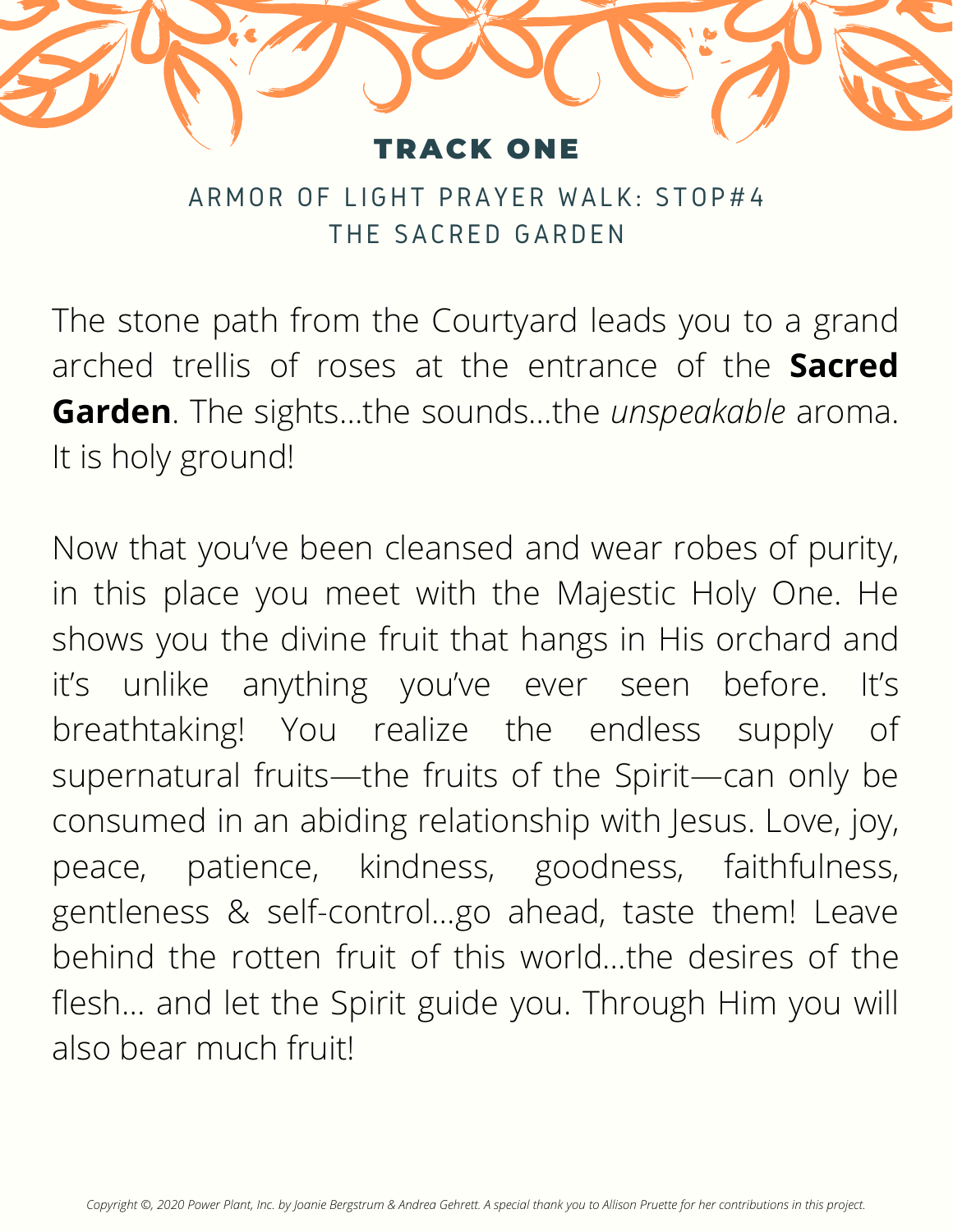# TRACK ONE

## ARMOR OF LIGHT PRAYER WALK: STOP#4
## THE SACRED GARDEN

The stone path from the Courtyard leads you to a grand arched trellis of roses at the entrance of the **Sacred Garden**. The sights...the sounds...the *unspeakable* aroma. It is holy ground!

Now that you've been cleansed and wear robes of purity, in this place you meet with the Majestic Holy One. He shows you the divine fruit that hangs in His orchard and it's unlike anything you've ever seen before. It's breathtaking! You realize the endless supply of supernatural fruits—the fruits of the Spirit—can only be consumed in an abiding relationship with Jesus. Love, joy, peace, patience, kindness, goodness, faithfulness, gentleness & self-control...go ahead, taste them! Leave behind the rotten fruit of this world...the desires of the flesh... and let the Spirit guide you. Through Him you will also bear much fruit!

*Copyright ©, 2020 Power Plant, Inc. by Joanie Bergstrum & Andrea Gehrett. A special thank you to Allison Pruette for her contributions in this project.*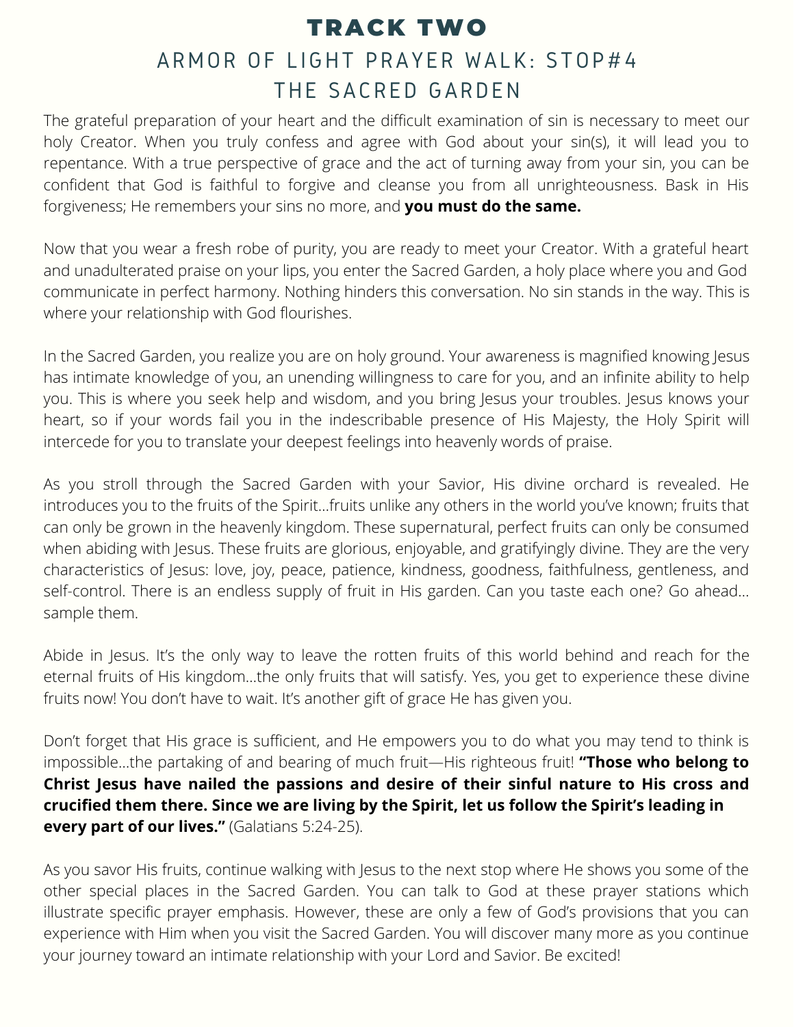# TRACK TWO

## ARMOR OF LIGHT PRAYER WALK: STOP#4
## THE SACRED GARDEN

The grateful preparation of your heart and the difficult examination of sin is necessary to meet our holy Creator. When you truly confess and agree with God about your sin(s), it will lead you to repentance. With a true perspective of grace and the act of turning away from your sin, you can be confident that God is faithful to forgive and cleanse you from all unrighteousness. Bask in His forgiveness; He remembers your sins no more, and **you must do the same.**

Now that you wear a fresh robe of purity, you are ready to meet your Creator. With a grateful heart and unadulterated praise on your lips, you enter the Sacred Garden, a holy place where you and God communicate in perfect harmony. Nothing hinders this conversation. No sin stands in the way. This is where your relationship with God flourishes.

In the Sacred Garden, you realize you are on holy ground. Your awareness is magnified knowing Jesus has intimate knowledge of you, an unending willingness to care for you, and an infinite ability to help you. This is where you seek help and wisdom, and you bring Jesus your troubles. Jesus knows your heart, so if your words fail you in the indescribable presence of His Majesty, the Holy Spirit will intercede for you to translate your deepest feelings into heavenly words of praise.

As you stroll through the Sacred Garden with your Savior, His divine orchard is revealed. He introduces you to the fruits of the Spirit…fruits unlike any others in the world you've known; fruits that can only be grown in the heavenly kingdom. These supernatural, perfect fruits can only be consumed when abiding with Jesus. These fruits are glorious, enjoyable, and gratifyingly divine. They are the very characteristics of Jesus: love, joy, peace, patience, kindness, goodness, faithfulness, gentleness, and self-control. There is an endless supply of fruit in His garden. Can you taste each one? Go ahead… sample them.

Abide in Jesus. It's the only way to leave the rotten fruits of this world behind and reach for the eternal fruits of His kingdom…the only fruits that will satisfy. Yes, you get to experience these divine fruits now! You don't have to wait. It's another gift of grace He has given you.

Don't forget that His grace is sufficient, and He empowers you to do what you may tend to think is impossible…the partaking of and bearing of much fruit—His righteous fruit! **"Those who belong to Christ Jesus have nailed the passions and desire of their sinful nature to His cross and crucified them there. Since we are living by the Spirit, let us follow the Spirit's leading in every part of our lives."** (Galatians 5:24-25).

As you savor His fruits, continue walking with Jesus to the next stop where He shows you some of the other special places in the Sacred Garden. You can talk to God at these prayer stations which illustrate specific prayer emphasis. However, these are only a few of God's provisions that you can experience with Him when you visit the Sacred Garden. You will discover many more as you continue your journey toward an intimate relationship with your Lord and Savior. Be excited!